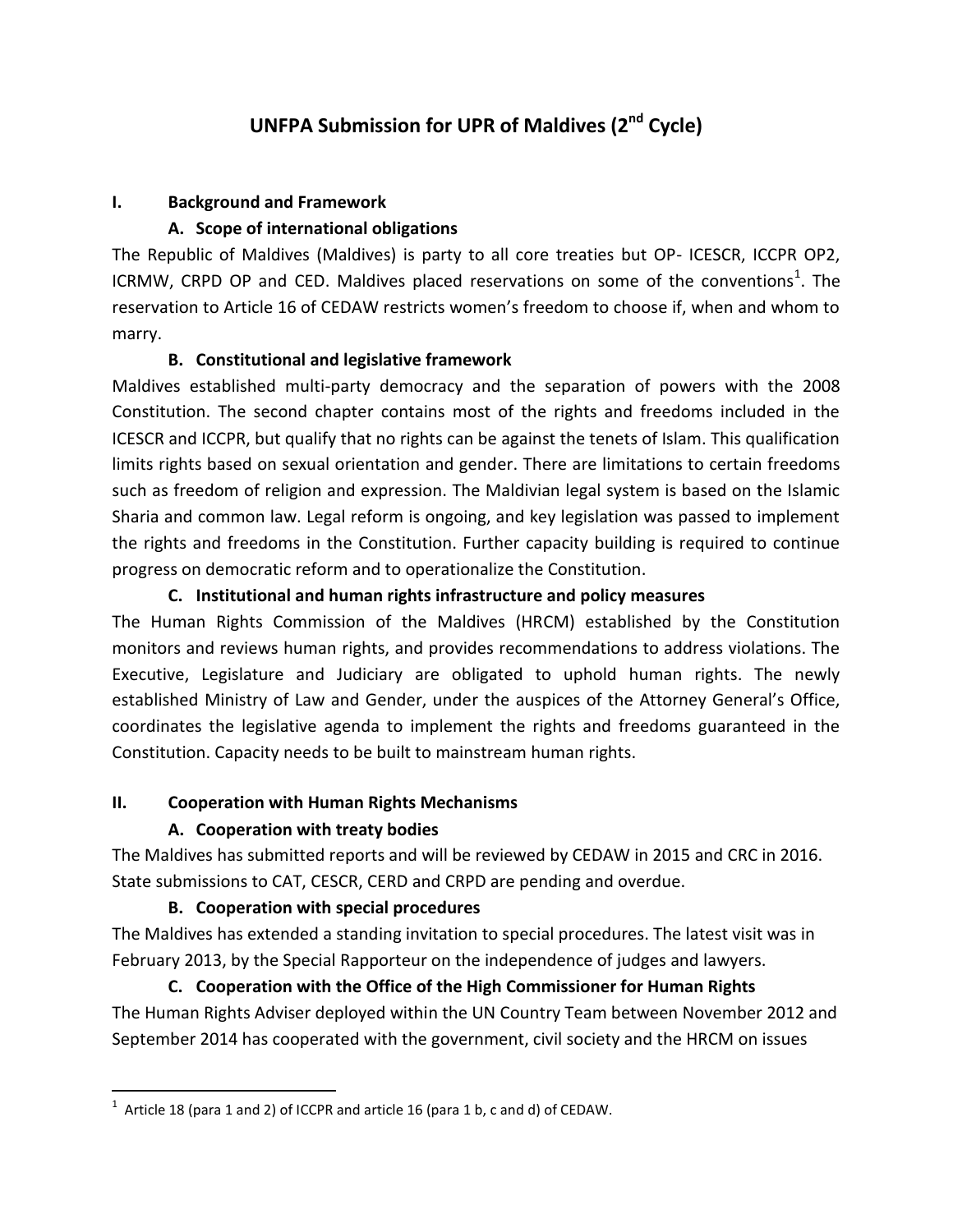# UNFPA Submission for UPR of Maldives (2nd Cycle)

## I. Background and Framework

### A. Scope of international obligations

The Republic of Maldives (Maldives) is party to all core treaties but OP- ICESCR, ICCPR OP2, ICRMW, CRPD OP and CED. Maldives placed reservations on some of the conventions[1]. The reservation to Article 16 of CEDAW restricts women's freedom to choose if, when and whom to marry.

### B. Constitutional and legislative framework

Maldives established multi-party democracy and the separation of powers with the 2008 Constitution. The second chapter contains most of the rights and freedoms included in the ICESCR and ICCPR, but qualify that no rights can be against the tenets of Islam. This qualification limits rights based on sexual orientation and gender. There are limitations to certain freedoms such as freedom of religion and expression. The Maldivian legal system is based on the Islamic Sharia and common law. Legal reform is ongoing, and key legislation was passed to implement the rights and freedoms in the Constitution. Further capacity building is required to continue progress on democratic reform and to operationalize the Constitution.

### C. Institutional and human rights infrastructure and policy measures

The Human Rights Commission of the Maldives (HRCM) established by the Constitution monitors and reviews human rights, and provides recommendations to address violations. The Executive, Legislature and Judiciary are obligated to uphold human rights. The newly established Ministry of Law and Gender, under the auspices of the Attorney General's Office, coordinates the legislative agenda to implement the rights and freedoms guaranteed in the Constitution. Capacity needs to be built to mainstream human rights.

## II. Cooperation with Human Rights Mechanisms

### A. Cooperation with treaty bodies

The Maldives has submitted reports and will be reviewed by CEDAW in 2015 and CRC in 2016. State submissions to CAT, CESCR, CERD and CRPD are pending and overdue.

### B. Cooperation with special procedures

The Maldives has extended a standing invitation to special procedures. The latest visit was in February 2013, by the Special Rapporteur on the independence of judges and lawyers.

### C. Cooperation with the Office of the High Commissioner for Human Rights

The Human Rights Adviser deployed within the UN Country Team between November 2012 and September 2014 has cooperated with the government, civil society and the HRCM on issues

---

[1] Article 18 (para 1 and 2) of ICCPR and article 16 (para 1 b, c and d) of CEDAW.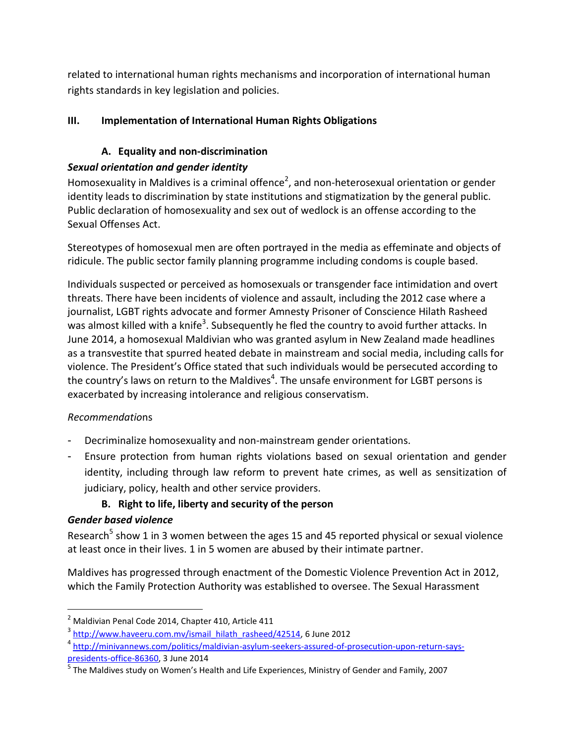related to international human rights mechanisms and incorporation of international human rights standards in key legislation and policies.

## III. Implementation of International Human Rights Obligations

### A. Equality and non-discrimination

***Sexual orientation and gender identity***

Homosexuality in Maldives is a criminal offence[2], and non-heterosexual orientation or gender identity leads to discrimination by state institutions and stigmatization by the general public. Public declaration of homosexuality and sex out of wedlock is an offense according to the Sexual Offenses Act.

Stereotypes of homosexual men are often portrayed in the media as effeminate and objects of ridicule. The public sector family planning programme including condoms is couple based.

Individuals suspected or perceived as homosexuals or transgender face intimidation and overt threats. There have been incidents of violence and assault, including the 2012 case where a journalist, LGBT rights advocate and former Amnesty Prisoner of Conscience Hilath Rasheed was almost killed with a knife[3]. Subsequently he fled the country to avoid further attacks. In June 2014, a homosexual Maldivian who was granted asylum in New Zealand made headlines as a transvestite that spurred heated debate in mainstream and social media, including calls for violence. The President's Office stated that such individuals would be persecuted according to the country's laws on return to the Maldives[4]. The unsafe environment for LGBT persons is exacerbated by increasing intolerance and religious conservatism.

*Recommendati*ons

- Decriminalize homosexuality and non-mainstream gender orientations.
- Ensure protection from human rights violations based on sexual orientation and gender identity, including through law reform to prevent hate crimes, as well as sensitization of judiciary, policy, health and other service providers.

### B. Right to life, liberty and security of the person

***Gender based violence***

Research[5] show 1 in 3 women between the ages 15 and 45 reported physical or sexual violence at least once in their lives. 1 in 5 women are abused by their intimate partner.

Maldives has progressed through enactment of the Domestic Violence Prevention Act in 2012, which the Family Protection Authority was established to oversee. The Sexual Harassment

---

[2] Maldivian Penal Code 2014, Chapter 410, Article 411

[3] http://www.haveeru.com.mv/ismail_hilath_rasheed/42514, 6 June 2012

[4] http://minivannews.com/politics/maldivian-asylum-seekers-assured-of-prosecution-upon-return-says-presidents-office-86360, 3 June 2014

[5] The Maldives study on Women's Health and Life Experiences, Ministry of Gender and Family, 2007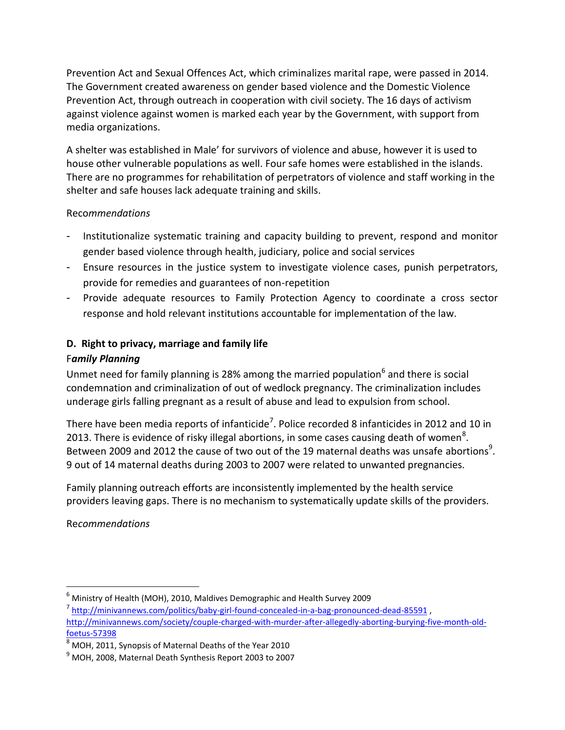Prevention Act and Sexual Offences Act, which criminalizes marital rape, were passed in 2014. The Government created awareness on gender based violence and the Domestic Violence Prevention Act, through outreach in cooperation with civil society. The 16 days of activism against violence against women is marked each year by the Government, with support from media organizations.

A shelter was established in Male' for survivors of violence and abuse, however it is used to house other vulnerable populations as well. Four safe homes were established in the islands. There are no programmes for rehabilitation of perpetrators of violence and staff working in the shelter and safe houses lack adequate training and skills.

Reco*mmendations*

- Institutionalize systematic training and capacity building to prevent, respond and monitor gender based violence through health, judiciary, police and social services
- Ensure resources in the justice system to investigate violence cases, punish perpetrators, provide for remedies and guarantees of non-repetition
- Provide adequate resources to Family Protection Agency to coordinate a cross sector response and hold relevant institutions accountable for implementation of the law.

### D. Right to privacy, marriage and family life

**F*amily Planning***

Unmet need for family planning is 28% among the married population[6] and there is social condemnation and criminalization of out of wedlock pregnancy. The criminalization includes underage girls falling pregnant as a result of abuse and lead to expulsion from school.

There have been media reports of infanticide[7]. Police recorded 8 infanticides in 2012 and 10 in 2013. There is evidence of risky illegal abortions, in some cases causing death of women[8]. Between 2009 and 2012 the cause of two out of the 19 maternal deaths was unsafe abortions[9]. 9 out of 14 maternal deaths during 2003 to 2007 were related to unwanted pregnancies.

Family planning outreach efforts are inconsistently implemented by the health service providers leaving gaps. There is no mechanism to systematically update skills of the providers.

Re*commendations*

---

[6] Ministry of Health (MOH), 2010, Maldives Demographic and Health Survey 2009

[7] http://minivannews.com/politics/baby-girl-found-concealed-in-a-bag-pronounced-dead-85591 , http://minivannews.com/society/couple-charged-with-murder-after-allegedly-aborting-burying-five-month-old-foetus-57398

[8] MOH, 2011, Synopsis of Maternal Deaths of the Year 2010

[9] MOH, 2008, Maternal Death Synthesis Report 2003 to 2007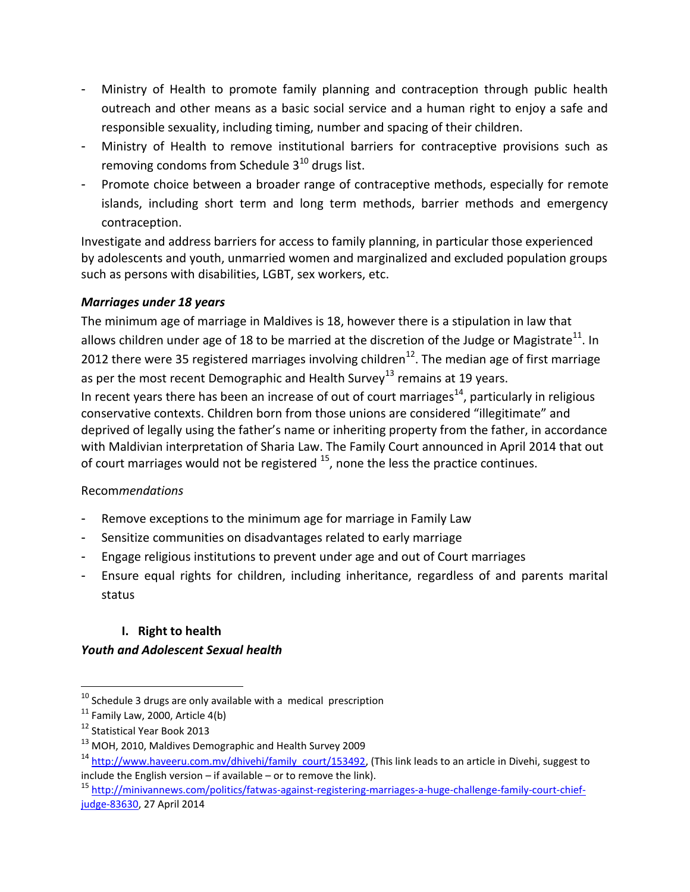- Ministry of Health to promote family planning and contraception through public health outreach and other means as a basic social service and a human right to enjoy a safe and responsible sexuality, including timing, number and spacing of their children.
- Ministry of Health to remove institutional barriers for contraceptive provisions such as removing condoms from Schedule 3[10] drugs list.
- Promote choice between a broader range of contraceptive methods, especially for remote islands, including short term and long term methods, barrier methods and emergency contraception.

Investigate and address barriers for access to family planning, in particular those experienced by adolescents and youth, unmarried women and marginalized and excluded population groups such as persons with disabilities, LGBT, sex workers, etc.

***Marriages under 18 years***

The minimum age of marriage in Maldives is 18, however there is a stipulation in law that allows children under age of 18 to be married at the discretion of the Judge or Magistrate[11]. In 2012 there were 35 registered marriages involving children[12]. The median age of first marriage as per the most recent Demographic and Health Survey[13] remains at 19 years.

In recent years there has been an increase of out of court marriages[14], particularly in religious conservative contexts. Children born from those unions are considered "illegitimate" and deprived of legally using the father's name or inheriting property from the father, in accordance with Maldivian interpretation of Sharia Law. The Family Court announced in April 2014 that out of court marriages would not be registered [15], none the less the practice continues.

Recom*mendations*

- Remove exceptions to the minimum age for marriage in Family Law
- Sensitize communities on disadvantages related to early marriage
- Engage religious institutions to prevent under age and out of Court marriages
- Ensure equal rights for children, including inheritance, regardless of and parents marital status

## I. Right to health

***Youth and Adolescent Sexual health***

---

[10] Schedule 3 drugs are only available with a medical prescription

[11] Family Law, 2000, Article 4(b)

[12] Statistical Year Book 2013

[13] MOH, 2010, Maldives Demographic and Health Survey 2009

[14] http://www.haveeru.com.mv/dhivehi/family_court/153492, (This link leads to an article in Divehi, suggest to include the English version – if available – or to remove the link).

[15] http://minivannews.com/politics/fatwas-against-registering-marriages-a-huge-challenge-family-court-chief-judge-83630, 27 April 2014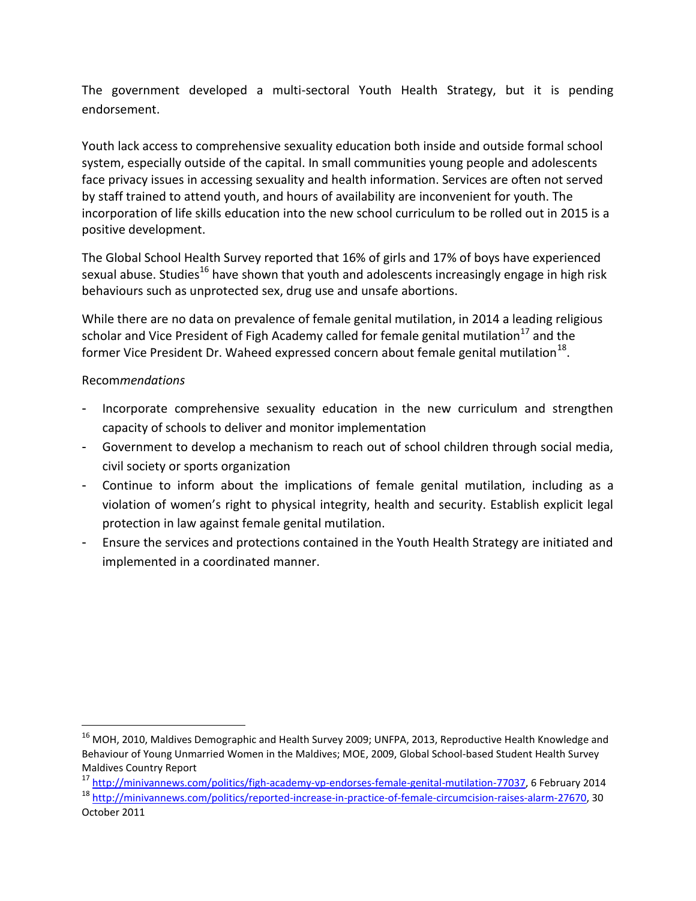The government developed a multi-sectoral Youth Health Strategy, but it is pending endorsement.

Youth lack access to comprehensive sexuality education both inside and outside formal school system, especially outside of the capital. In small communities young people and adolescents face privacy issues in accessing sexuality and health information. Services are often not served by staff trained to attend youth, and hours of availability are inconvenient for youth. The incorporation of life skills education into the new school curriculum to be rolled out in 2015 is a positive development.

The Global School Health Survey reported that 16% of girls and 17% of boys have experienced sexual abuse. Studies[16] have shown that youth and adolescents increasingly engage in high risk behaviours such as unprotected sex, drug use and unsafe abortions.

While there are no data on prevalence of female genital mutilation, in 2014 a leading religious scholar and Vice President of Figh Academy called for female genital mutilation[17] and the former Vice President Dr. Waheed expressed concern about female genital mutilation[18].

Recom*mendations*

- Incorporate comprehensive sexuality education in the new curriculum and strengthen capacity of schools to deliver and monitor implementation
- Government to develop a mechanism to reach out of school children through social media, civil society or sports organization
- Continue to inform about the implications of female genital mutilation, including as a violation of women's right to physical integrity, health and security. Establish explicit legal protection in law against female genital mutilation.
- Ensure the services and protections contained in the Youth Health Strategy are initiated and implemented in a coordinated manner.

---

[16] MOH, 2010, Maldives Demographic and Health Survey 2009; UNFPA, 2013, Reproductive Health Knowledge and Behaviour of Young Unmarried Women in the Maldives; MOE, 2009, Global School-based Student Health Survey Maldives Country Report

[17] http://minivannews.com/politics/figh-academy-vp-endorses-female-genital-mutilation-77037, 6 February 2014

[18] http://minivannews.com/politics/reported-increase-in-practice-of-female-circumcision-raises-alarm-27670, 30 October 2011